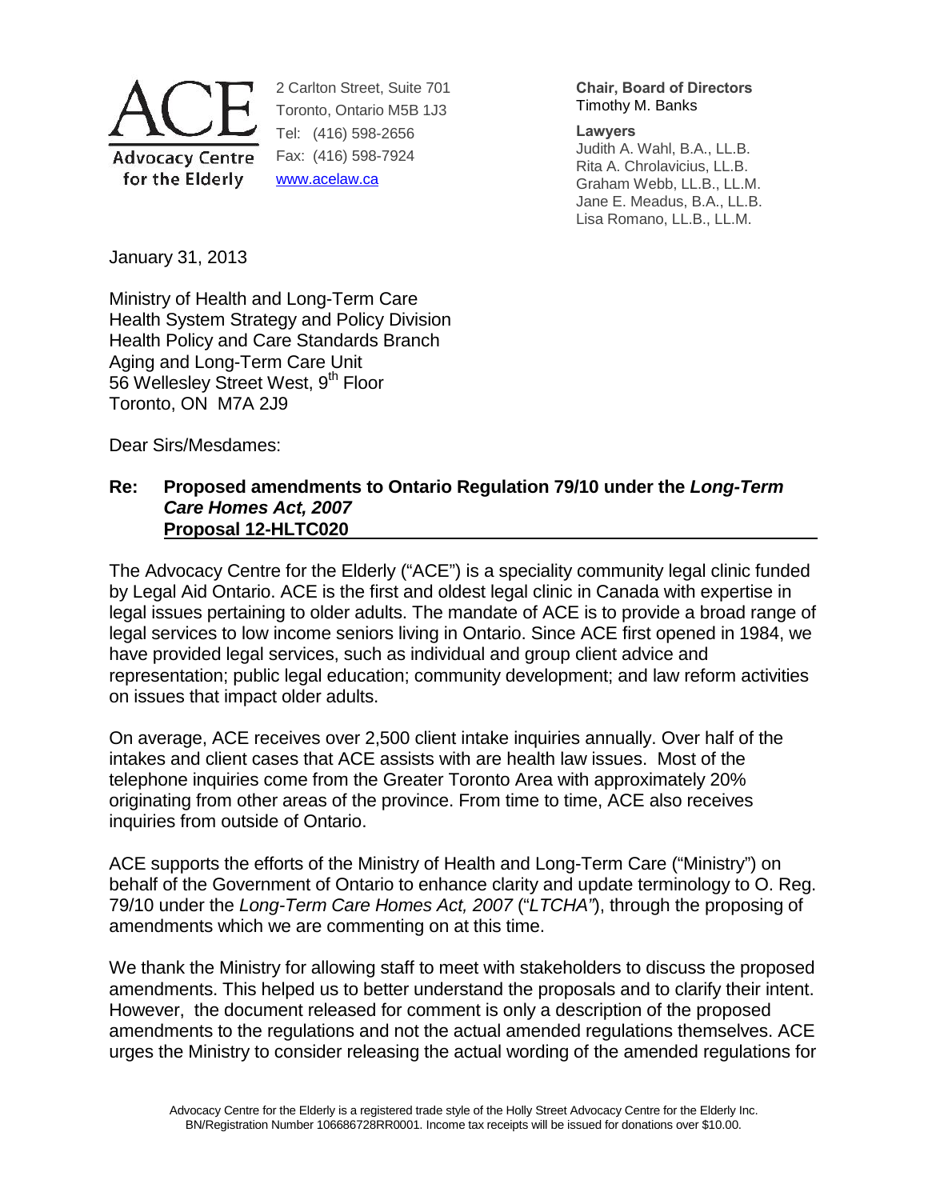**ACE**
**Advocacy Centre for the Elderly**

2 Carlton Street, Suite 701
Toronto, Ontario M5B 1J3
Tel: (416) 598-2656
Fax: (416) 598-7924
www.acelaw.ca

**Chair, Board of Directors**
Timothy M. Banks

**Lawyers**
Judith A. Wahl, B.A., LL.B.
Rita A. Chrolavicius, LL.B.
Graham Webb, LL.B., LL.M.
Jane E. Meadus, B.A., LL.B.
Lisa Romano, LL.B., LL.M.

January 31, 2013

Ministry of Health and Long-Term Care
Health System Strategy and Policy Division
Health Policy and Care Standards Branch
Aging and Long-Term Care Unit
56 Wellesley Street West, 9th Floor
Toronto, ON M7A 2J9

Dear Sirs/Mesdames:

**Re: Proposed amendments to Ontario Regulation 79/10 under the *Long-Term Care Homes Act, 2007***
**Proposal 12-HLTC020**

The Advocacy Centre for the Elderly ("ACE") is a speciality community legal clinic funded by Legal Aid Ontario. ACE is the first and oldest legal clinic in Canada with expertise in legal issues pertaining to older adults. The mandate of ACE is to provide a broad range of legal services to low income seniors living in Ontario. Since ACE first opened in 1984, we have provided legal services, such as individual and group client advice and representation; public legal education; community development; and law reform activities on issues that impact older adults.

On average, ACE receives over 2,500 client intake inquiries annually. Over half of the intakes and client cases that ACE assists with are health law issues. Most of the telephone inquiries come from the Greater Toronto Area with approximately 20% originating from other areas of the province. From time to time, ACE also receives inquiries from outside of Ontario.

ACE supports the efforts of the Ministry of Health and Long-Term Care ("Ministry") on behalf of the Government of Ontario to enhance clarity and update terminology to O. Reg. 79/10 under the *Long-Term Care Homes Act, 2007* ("*LTCHA*"), through the proposing of amendments which we are commenting on at this time.

We thank the Ministry for allowing staff to meet with stakeholders to discuss the proposed amendments. This helped us to better understand the proposals and to clarify their intent. However, the document released for comment is only a description of the proposed amendments to the regulations and not the actual amended regulations themselves. ACE urges the Ministry to consider releasing the actual wording of the amended regulations for

Advocacy Centre for the Elderly is a registered trade style of the Holly Street Advocacy Centre for the Elderly Inc. BN/Registration Number 106686728RR0001. Income tax receipts will be issued for donations over $10.00.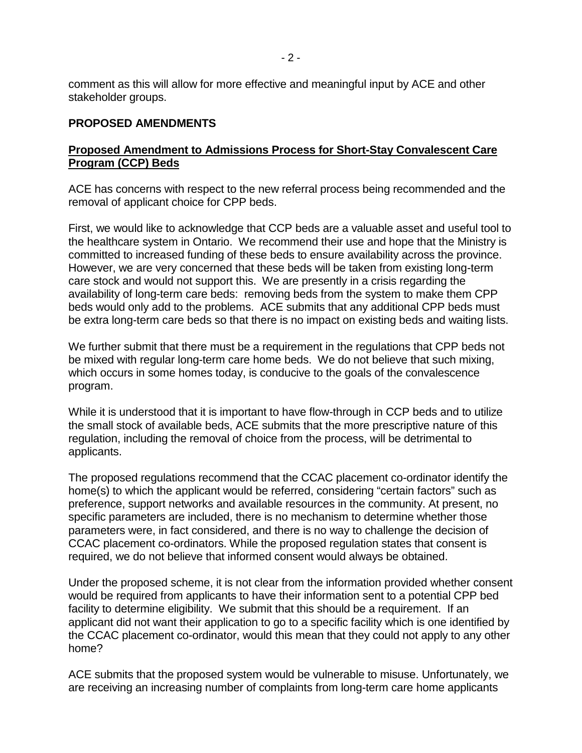comment as this will allow for more effective and meaningful input by ACE and other stakeholder groups.

## PROPOSED AMENDMENTS

### Proposed Amendment to Admissions Process for Short-Stay Convalescent Care Program (CCP) Beds

ACE has concerns with respect to the new referral process being recommended and the removal of applicant choice for CPP beds.

First, we would like to acknowledge that CCP beds are a valuable asset and useful tool to the healthcare system in Ontario. We recommend their use and hope that the Ministry is committed to increased funding of these beds to ensure availability across the province. However, we are very concerned that these beds will be taken from existing long-term care stock and would not support this. We are presently in a crisis regarding the availability of long-term care beds: removing beds from the system to make them CPP beds would only add to the problems. ACE submits that any additional CPP beds must be extra long-term care beds so that there is no impact on existing beds and waiting lists.

We further submit that there must be a requirement in the regulations that CPP beds not be mixed with regular long-term care home beds. We do not believe that such mixing, which occurs in some homes today, is conducive to the goals of the convalescence program.

While it is understood that it is important to have flow-through in CCP beds and to utilize the small stock of available beds, ACE submits that the more prescriptive nature of this regulation, including the removal of choice from the process, will be detrimental to applicants.

The proposed regulations recommend that the CCAC placement co-ordinator identify the home(s) to which the applicant would be referred, considering "certain factors" such as preference, support networks and available resources in the community. At present, no specific parameters are included, there is no mechanism to determine whether those parameters were, in fact considered, and there is no way to challenge the decision of CCAC placement co-ordinators. While the proposed regulation states that consent is required, we do not believe that informed consent would always be obtained.

Under the proposed scheme, it is not clear from the information provided whether consent would be required from applicants to have their information sent to a potential CPP bed facility to determine eligibility. We submit that this should be a requirement. If an applicant did not want their application to go to a specific facility which is one identified by the CCAC placement co-ordinator, would this mean that they could not apply to any other home?

ACE submits that the proposed system would be vulnerable to misuse. Unfortunately, we are receiving an increasing number of complaints from long-term care home applicants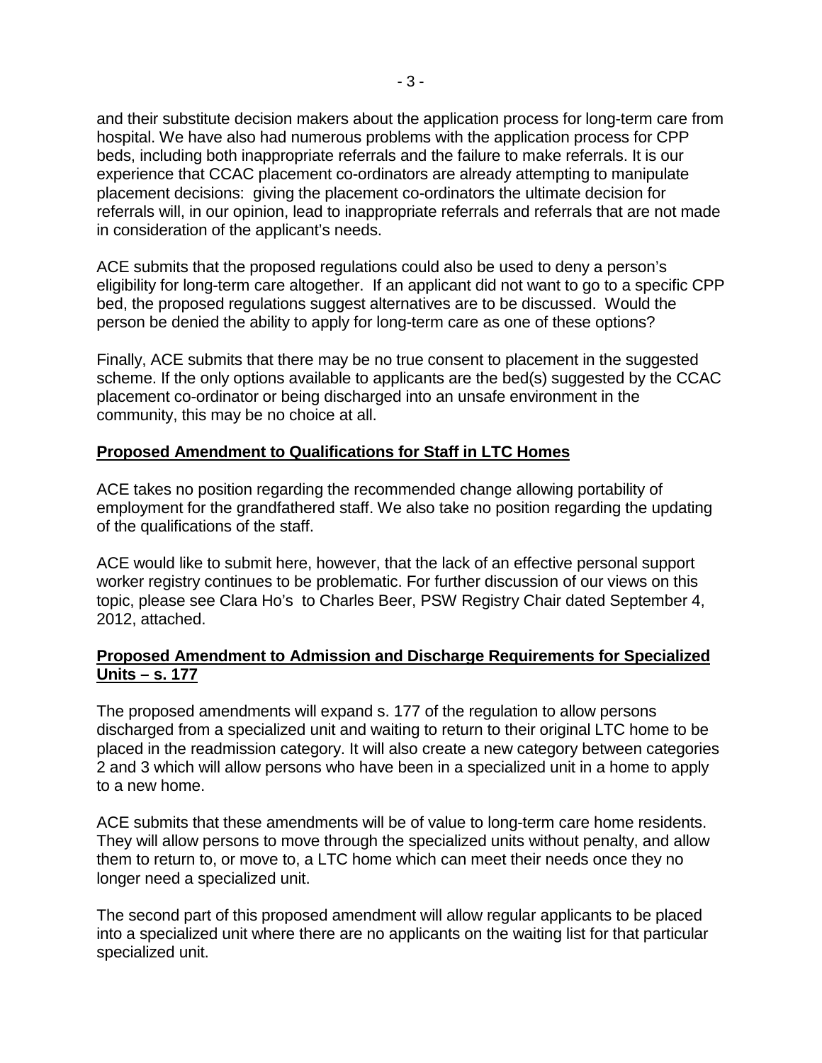and their substitute decision makers about the application process for long-term care from hospital. We have also had numerous problems with the application process for CPP beds, including both inappropriate referrals and the failure to make referrals. It is our experience that CCAC placement co-ordinators are already attempting to manipulate placement decisions: giving the placement co-ordinators the ultimate decision for referrals will, in our opinion, lead to inappropriate referrals and referrals that are not made in consideration of the applicant's needs.

ACE submits that the proposed regulations could also be used to deny a person's eligibility for long-term care altogether. If an applicant did not want to go to a specific CPP bed, the proposed regulations suggest alternatives are to be discussed. Would the person be denied the ability to apply for long-term care as one of these options?

Finally, ACE submits that there may be no true consent to placement in the suggested scheme. If the only options available to applicants are the bed(s) suggested by the CCAC placement co-ordinator or being discharged into an unsafe environment in the community, this may be no choice at all.

**Proposed Amendment to Qualifications for Staff in LTC Homes**

ACE takes no position regarding the recommended change allowing portability of employment for the grandfathered staff. We also take no position regarding the updating of the qualifications of the staff.

ACE would like to submit here, however, that the lack of an effective personal support worker registry continues to be problematic. For further discussion of our views on this topic, please see Clara Ho's to Charles Beer, PSW Registry Chair dated September 4, 2012, attached.

**Proposed Amendment to Admission and Discharge Requirements for Specialized Units – s. 177**

The proposed amendments will expand s. 177 of the regulation to allow persons discharged from a specialized unit and waiting to return to their original LTC home to be placed in the readmission category. It will also create a new category between categories 2 and 3 which will allow persons who have been in a specialized unit in a home to apply to a new home.

ACE submits that these amendments will be of value to long-term care home residents. They will allow persons to move through the specialized units without penalty, and allow them to return to, or move to, a LTC home which can meet their needs once they no longer need a specialized unit.

The second part of this proposed amendment will allow regular applicants to be placed into a specialized unit where there are no applicants on the waiting list for that particular specialized unit.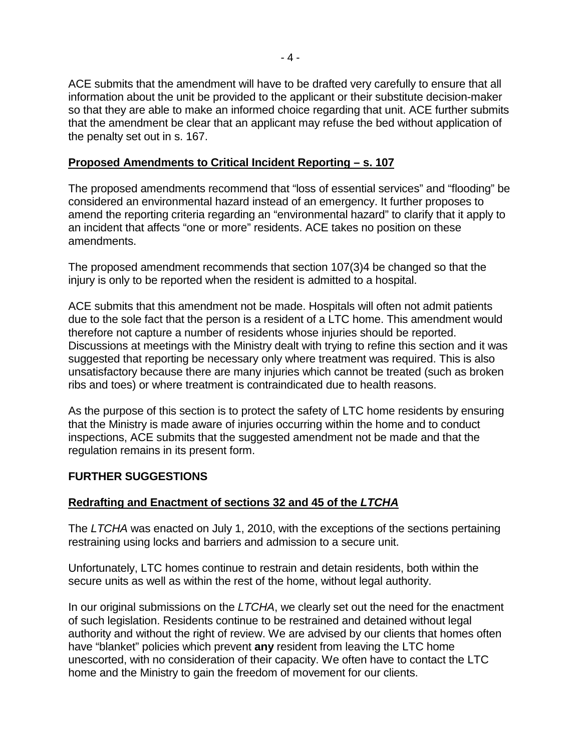ACE submits that the amendment will have to be drafted very carefully to ensure that all information about the unit be provided to the applicant or their substitute decision-maker so that they are able to make an informed choice regarding that unit. ACE further submits that the amendment be clear that an applicant may refuse the bed without application of the penalty set out in s. 167.

**Proposed Amendments to Critical Incident Reporting – s. 107**

The proposed amendments recommend that "loss of essential services" and "flooding" be considered an environmental hazard instead of an emergency. It further proposes to amend the reporting criteria regarding an "environmental hazard" to clarify that it apply to an incident that affects "one or more" residents. ACE takes no position on these amendments.

The proposed amendment recommends that section 107(3)4 be changed so that the injury is only to be reported when the resident is admitted to a hospital.

ACE submits that this amendment not be made. Hospitals will often not admit patients due to the sole fact that the person is a resident of a LTC home. This amendment would therefore not capture a number of residents whose injuries should be reported. Discussions at meetings with the Ministry dealt with trying to refine this section and it was suggested that reporting be necessary only where treatment was required. This is also unsatisfactory because there are many injuries which cannot be treated (such as broken ribs and toes) or where treatment is contraindicated due to health reasons.

As the purpose of this section is to protect the safety of LTC home residents by ensuring that the Ministry is made aware of injuries occurring within the home and to conduct inspections, ACE submits that the suggested amendment not be made and that the regulation remains in its present form.

## FURTHER SUGGESTIONS

**Redrafting and Enactment of sections 32 and 45 of the *LTCHA***

The *LTCHA* was enacted on July 1, 2010, with the exceptions of the sections pertaining restraining using locks and barriers and admission to a secure unit.

Unfortunately, LTC homes continue to restrain and detain residents, both within the secure units as well as within the rest of the home, without legal authority.

In our original submissions on the *LTCHA*, we clearly set out the need for the enactment of such legislation. Residents continue to be restrained and detained without legal authority and without the right of review. We are advised by our clients that homes often have "blanket" policies which prevent **any** resident from leaving the LTC home unescorted, with no consideration of their capacity. We often have to contact the LTC home and the Ministry to gain the freedom of movement for our clients.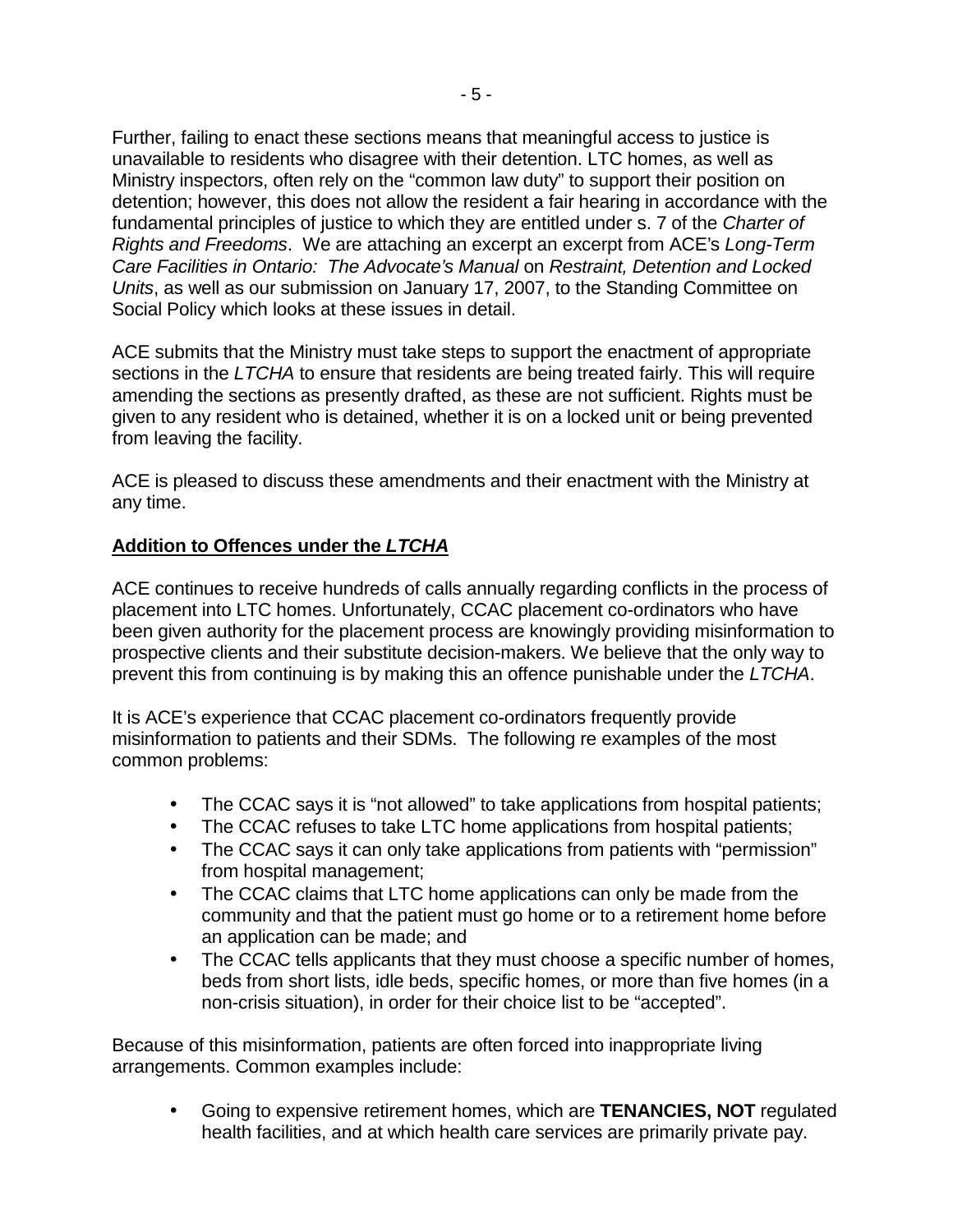Further, failing to enact these sections means that meaningful access to justice is unavailable to residents who disagree with their detention. LTC homes, as well as Ministry inspectors, often rely on the "common law duty" to support their position on detention; however, this does not allow the resident a fair hearing in accordance with the fundamental principles of justice to which they are entitled under s. 7 of the *Charter of Rights and Freedoms*. We are attaching an excerpt an excerpt from ACE's *Long-Term Care Facilities in Ontario: The Advocate's Manual* on *Restraint, Detention and Locked Units*, as well as our submission on January 17, 2007, to the Standing Committee on Social Policy which looks at these issues in detail.

ACE submits that the Ministry must take steps to support the enactment of appropriate sections in the *LTCHA* to ensure that residents are being treated fairly. This will require amending the sections as presently drafted, as these are not sufficient. Rights must be given to any resident who is detained, whether it is on a locked unit or being prevented from leaving the facility.

ACE is pleased to discuss these amendments and their enactment with the Ministry at any time.

**Addition to Offences under the *LTCHA***

ACE continues to receive hundreds of calls annually regarding conflicts in the process of placement into LTC homes. Unfortunately, CCAC placement co-ordinators who have been given authority for the placement process are knowingly providing misinformation to prospective clients and their substitute decision-makers. We believe that the only way to prevent this from continuing is by making this an offence punishable under the *LTCHA*.

It is ACE's experience that CCAC placement co-ordinators frequently provide misinformation to patients and their SDMs. The following re examples of the most common problems:

- The CCAC says it is "not allowed" to take applications from hospital patients;
- The CCAC refuses to take LTC home applications from hospital patients;
- The CCAC says it can only take applications from patients with "permission" from hospital management;
- The CCAC claims that LTC home applications can only be made from the community and that the patient must go home or to a retirement home before an application can be made; and
- The CCAC tells applicants that they must choose a specific number of homes, beds from short lists, idle beds, specific homes, or more than five homes (in a non-crisis situation), in order for their choice list to be "accepted".

Because of this misinformation, patients are often forced into inappropriate living arrangements. Common examples include:

- Going to expensive retirement homes, which are **TENANCIES, NOT** regulated health facilities, and at which health care services are primarily private pay.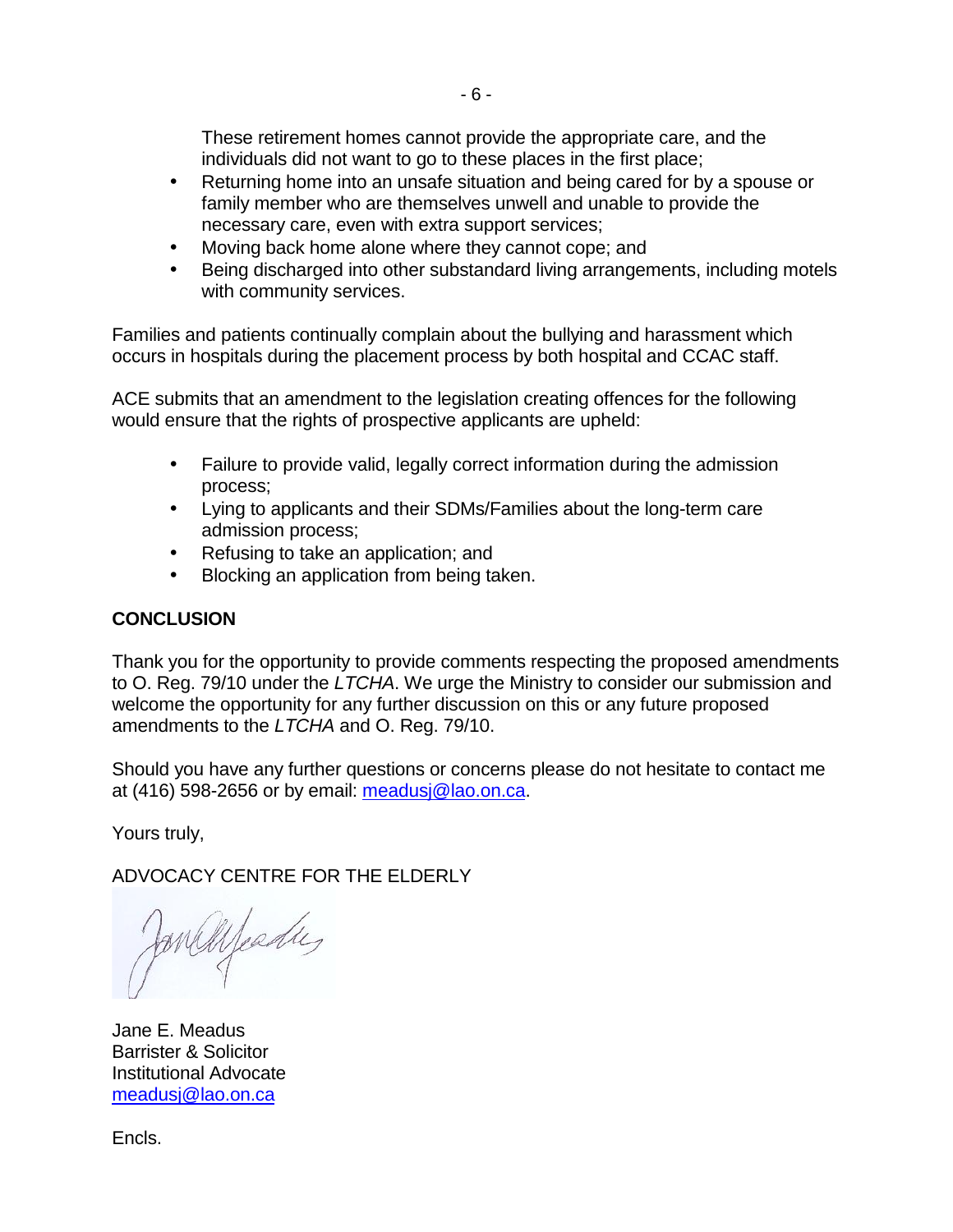These retirement homes cannot provide the appropriate care, and the individuals did not want to go to these places in the first place;

- Returning home into an unsafe situation and being cared for by a spouse or family member who are themselves unwell and unable to provide the necessary care, even with extra support services;
- Moving back home alone where they cannot cope; and
- Being discharged into other substandard living arrangements, including motels with community services.

Families and patients continually complain about the bullying and harassment which occurs in hospitals during the placement process by both hospital and CCAC staff.

ACE submits that an amendment to the legislation creating offences for the following would ensure that the rights of prospective applicants are upheld:

- Failure to provide valid, legally correct information during the admission process;
- Lying to applicants and their SDMs/Families about the long-term care admission process;
- Refusing to take an application; and
- Blocking an application from being taken.

**CONCLUSION**

Thank you for the opportunity to provide comments respecting the proposed amendments to O. Reg. 79/10 under the *LTCHA*. We urge the Ministry to consider our submission and welcome the opportunity for any further discussion on this or any future proposed amendments to the *LTCHA* and O. Reg. 79/10.

Should you have any further questions or concerns please do not hesitate to contact me at (416) 598-2656 or by email: meadusj@lao.on.ca.

Yours truly,

ADVOCACY CENTRE FOR THE ELDERLY

Jane E. Meadus
Barrister & Solicitor
Institutional Advocate
meadusj@lao.on.ca

Encls.